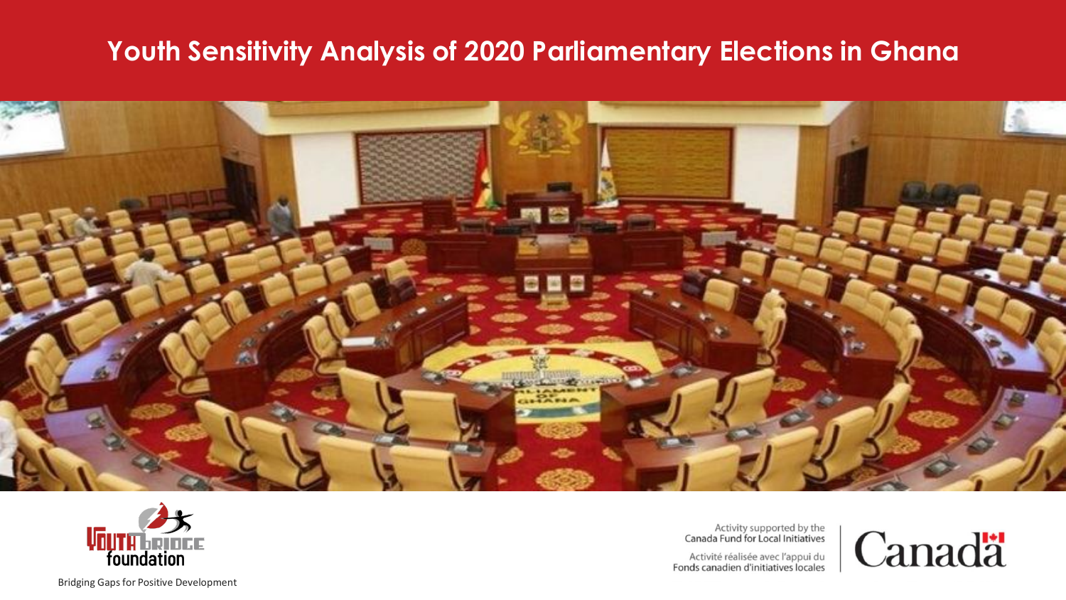# Youth Sensitivity Analysis of 2020 Parliamentary Elections in Ghana

Youth Bridge foundation

Bridging Gaps for Positive Development

Activity supported by the Canada Fund for Local Initiatives

Activité réalisée avec l'appui du Fonds canadien d'initiatives locales

Canada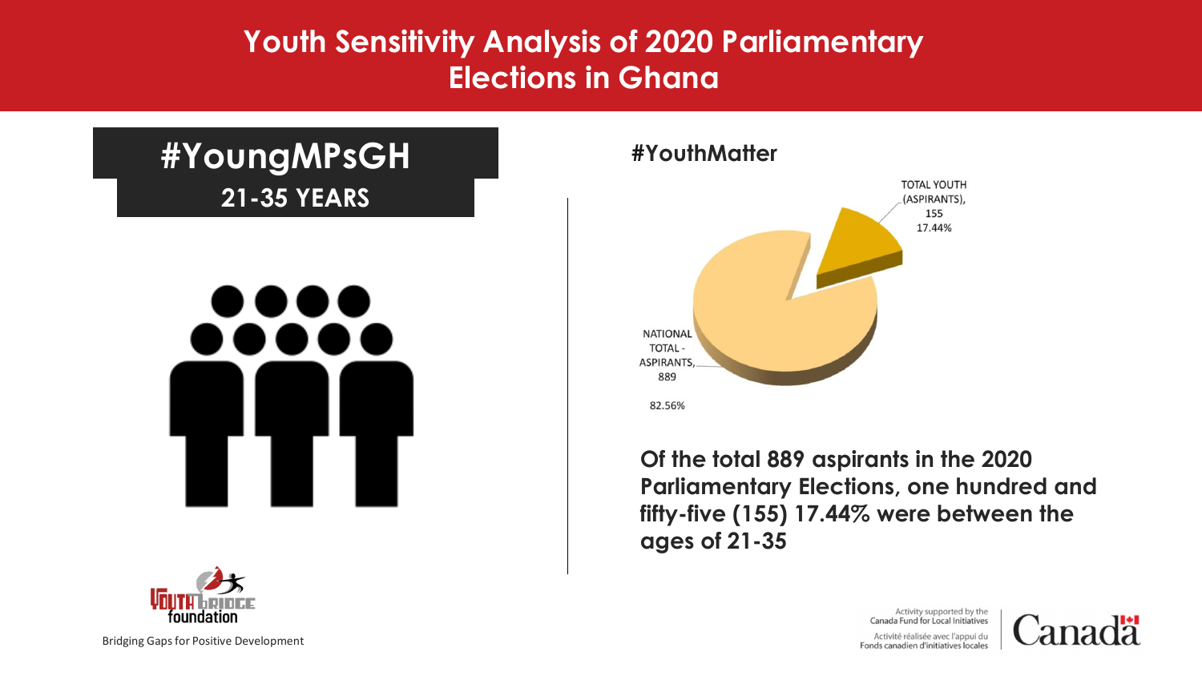# Youth Sensitivity Analysis of 2020 Parliamentary Elections in Ghana

## #YoungMPsGH

### 21-35 YEARS

### #YouthMatter

TOTAL YOUTH (ASPIRANTS), 155 17.44%

NATIONAL TOTAL - ASPIRANTS, 889

82.56%

**Of the total 889 aspirants in the 2020 Parliamentary Elections, one hundred and fifty-five (155) 17.44% were between the ages of 21-35**

Bridging Gaps for Positive Development

Activity supported by the Canada Fund for Local Initiatives

Activité réalisée avec l'appui du Fonds canadien d'initiatives locales

Canada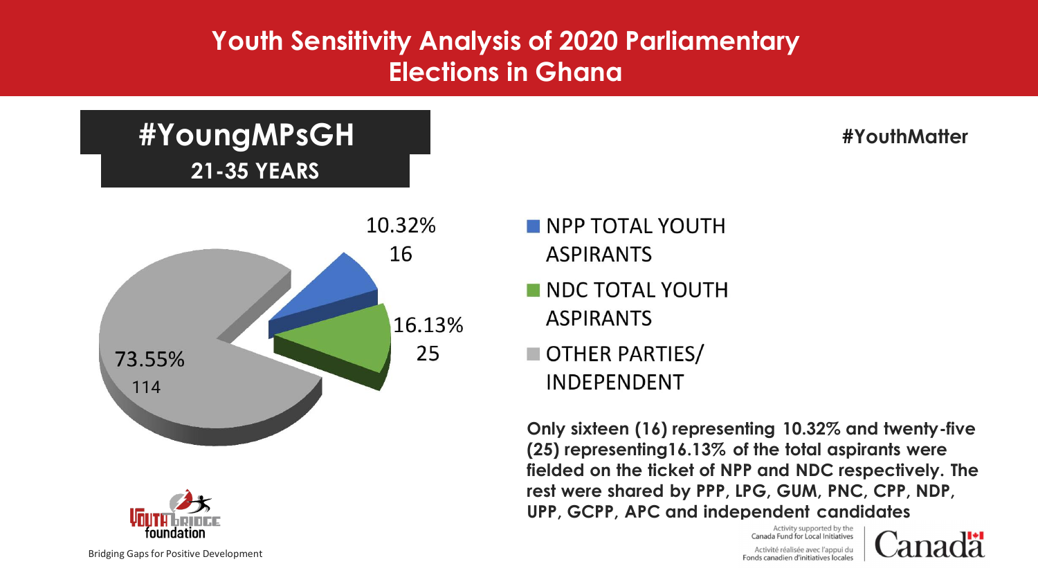# Youth Sensitivity Analysis of 2020 Parliamentary Elections in Ghana

## #YoungMPsGH

### 21-35 YEARS

#YouthMatter

| Category | Percentage | Number |
| --- | --- | --- |
| NPP TOTAL YOUTH ASPIRANTS | 10.32% | 16 |
| NDC TOTAL YOUTH ASPIRANTS | 16.13% | 25 |
| OTHER PARTIES/ INDEPENDENT | 73.55% | 114 |

**Only sixteen (16) representing 10.32% and twenty-five (25) representing16.13% of the total aspirants were fielded on the ticket of NPP and NDC respectively. The rest were shared by PPP, LPG, GUM, PNC, CPP, NDP, UPP, GCPP, APC and independent candidates**

Youth Bridge foundation

Bridging Gaps for Positive Development

Activity supported by the Canada Fund for Local Initiatives

Activité réalisée avec l'appui du Fonds canadien d'initiatives locales

Canada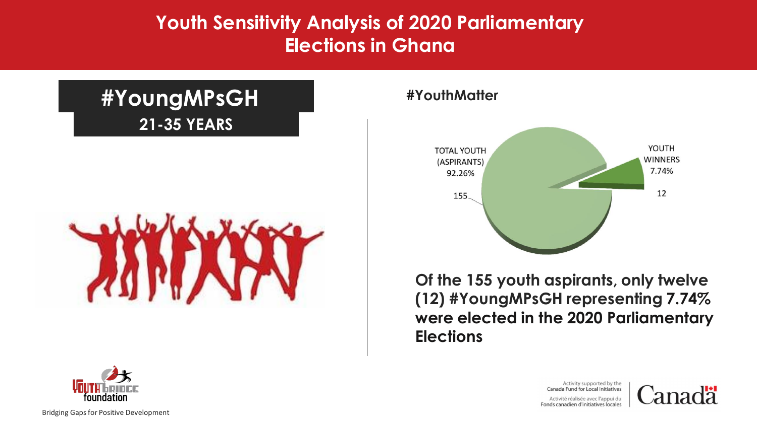# Youth Sensitivity Analysis of 2020 Parliamentary Elections in Ghana

## #YoungMPsGH

**21-35 YEARS**

**#YouthMatter**

TOTAL YOUTH (ASPIRANTS) 92.26%

155

YOUTH WINNERS 7.74%

12

**Of the 155 youth aspirants, only twelve (12) #YoungMPsGH representing 7.74% were elected in the 2020 Parliamentary Elections**

YOUTH BRIDGE foundation

Bridging Gaps for Positive Development

Activity supported by the Canada Fund for Local Initiatives

Activité réalisée avec l'appui du Fonds canadien d'initiatives locales

Canada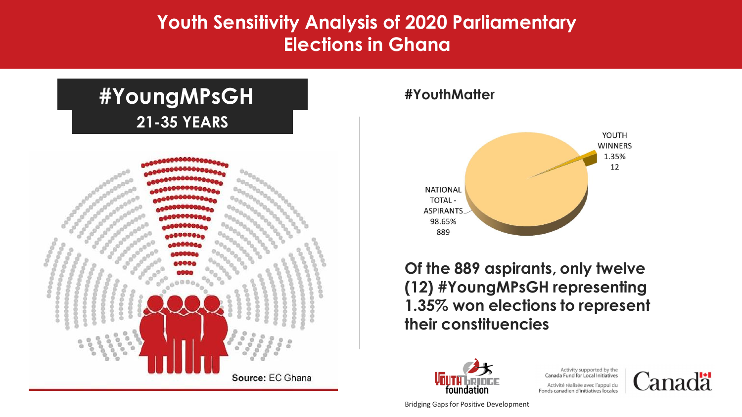# Youth Sensitivity Analysis of 2020 Parliamentary Elections in Ghana

## #YoungMPsGH

**21-35 YEARS**

Source: EC Ghana

**#YouthMatter**

YOUTH WINNERS 1.35% 12

NATIONAL TOTAL - ASPIRANTS 98.65% 889

**Of the 889 aspirants, only twelve (12) #YoungMPsGH representing 1.35% won elections to represent their constituencies**

Youth Bridge foundation

Bridging Gaps for Positive Development

Activity supported by the Canada Fund for Local Initiatives

Activité réalisée avec l'appui du Fonds canadien d'initiatives locales

Canada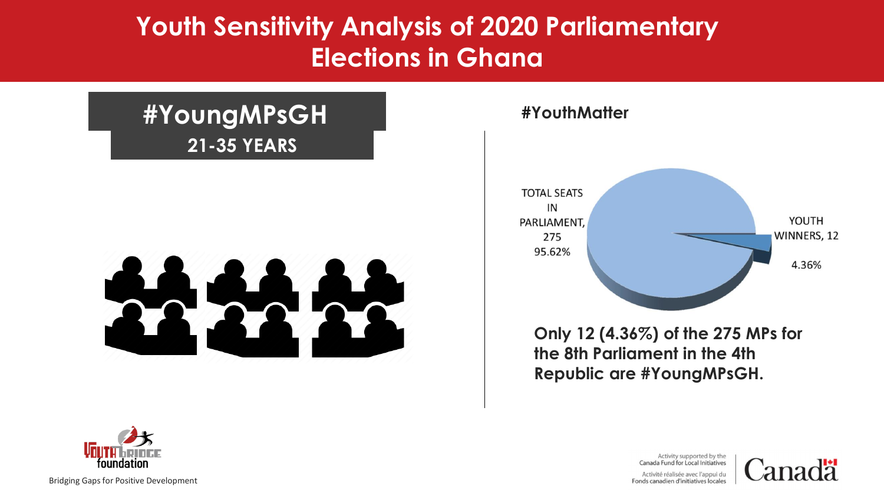# Youth Sensitivity Analysis of 2020 Parliamentary Elections in Ghana

## #YoungMPsGH

**21-35 YEARS**

**#YouthMatter**

TOTAL SEATS IN PARLIAMENT, 275
95.62%

YOUTH WINNERS, 12
4.36%

**Only 12 (4.36%) of the 275 MPs for the 8th Parliament in the 4th Republic are #YoungMPsGH.**

Youth Bridge foundation
Bridging Gaps for Positive Development

Activity supported by the Canada Fund for Local Initiatives
Activité réalisée avec l'appui du Fonds canadien d'initiatives locales
Canada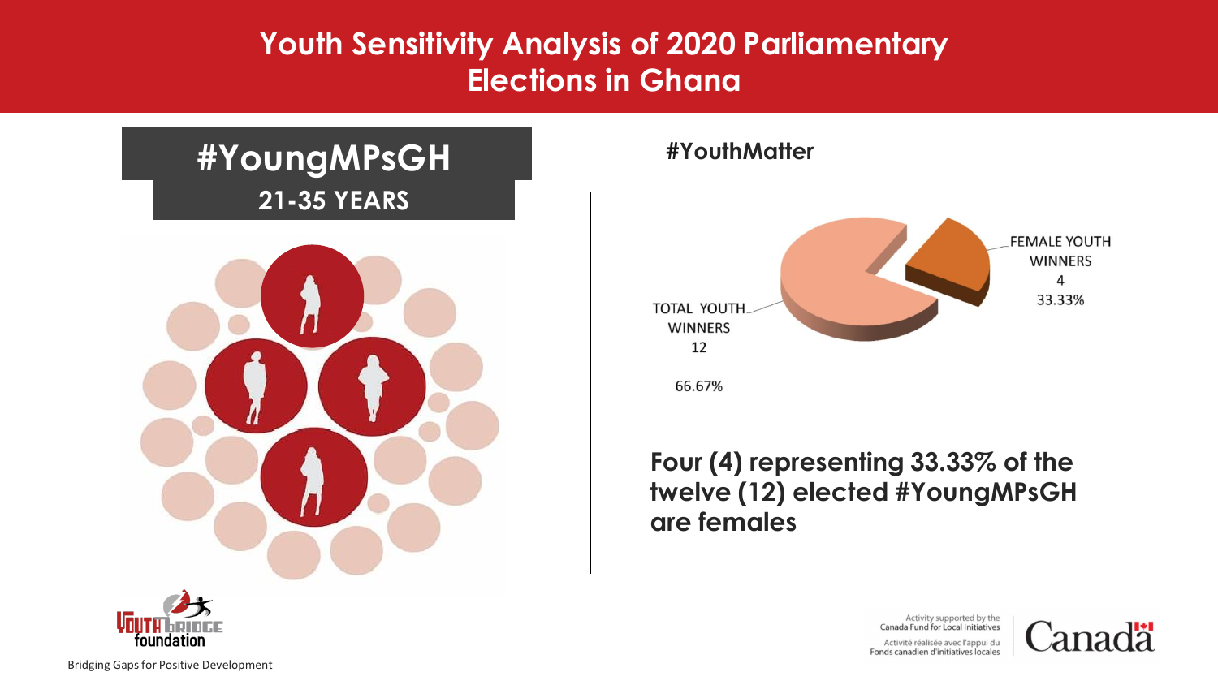# Youth Sensitivity Analysis of 2020 Parliamentary Elections in Ghana

## #YoungMPsGH

### 21-35 YEARS

**#YouthMatter**

FEMALE YOUTH WINNERS
4
33.33%

TOTAL YOUTH WINNERS
12

66.67%

**Four (4) representing 33.33% of the twelve (12) elected #YoungMPsGH are females**

Bridging Gaps for Positive Development

Activity supported by the Canada Fund for Local Initiatives

Activité réalisée avec l'appui du Fonds canadien d'initiatives locales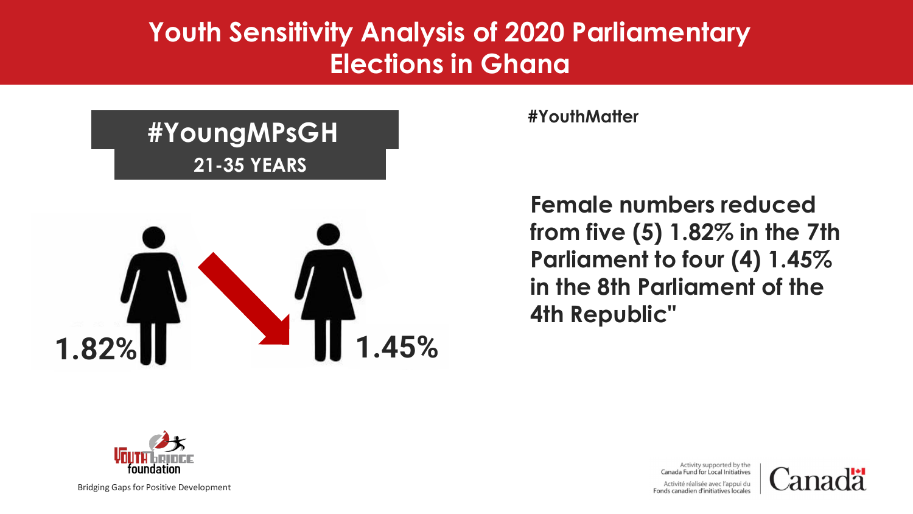# Youth Sensitivity Analysis of 2020 Parliamentary Elections in Ghana

## #YoungMPsGH

**21-35 YEARS**

**1.82%** **1.45%**

**#YouthMatter**

**Female numbers reduced from five (5) 1.82% in the 7th Parliament to four (4) 1.45% in the 8th Parliament of the 4th Republic"**

Youth Bridge foundation

Bridging Gaps for Positive Development

Activity supported by the Canada Fund for Local Initiatives

Activité réalisée avec l'appui du Fonds canadien d'initiatives locales

Canada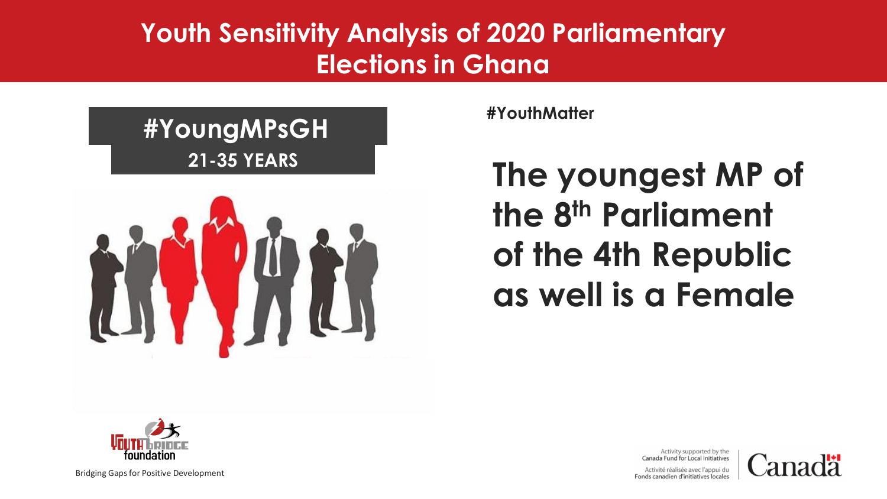# Youth Sensitivity Analysis of 2020 Parliamentary Elections in Ghana

**#YoungMPsGH**

**21-35 YEARS**

**#YouthMatter**

## The youngest MP of the 8th Parliament of the 4th Republic as well is a Female

Bridging Gaps for Positive Development

Activity supported by the Canada Fund for Local Initiatives

Activité réalisée avec l'appui du Fonds canadien d'initiatives locales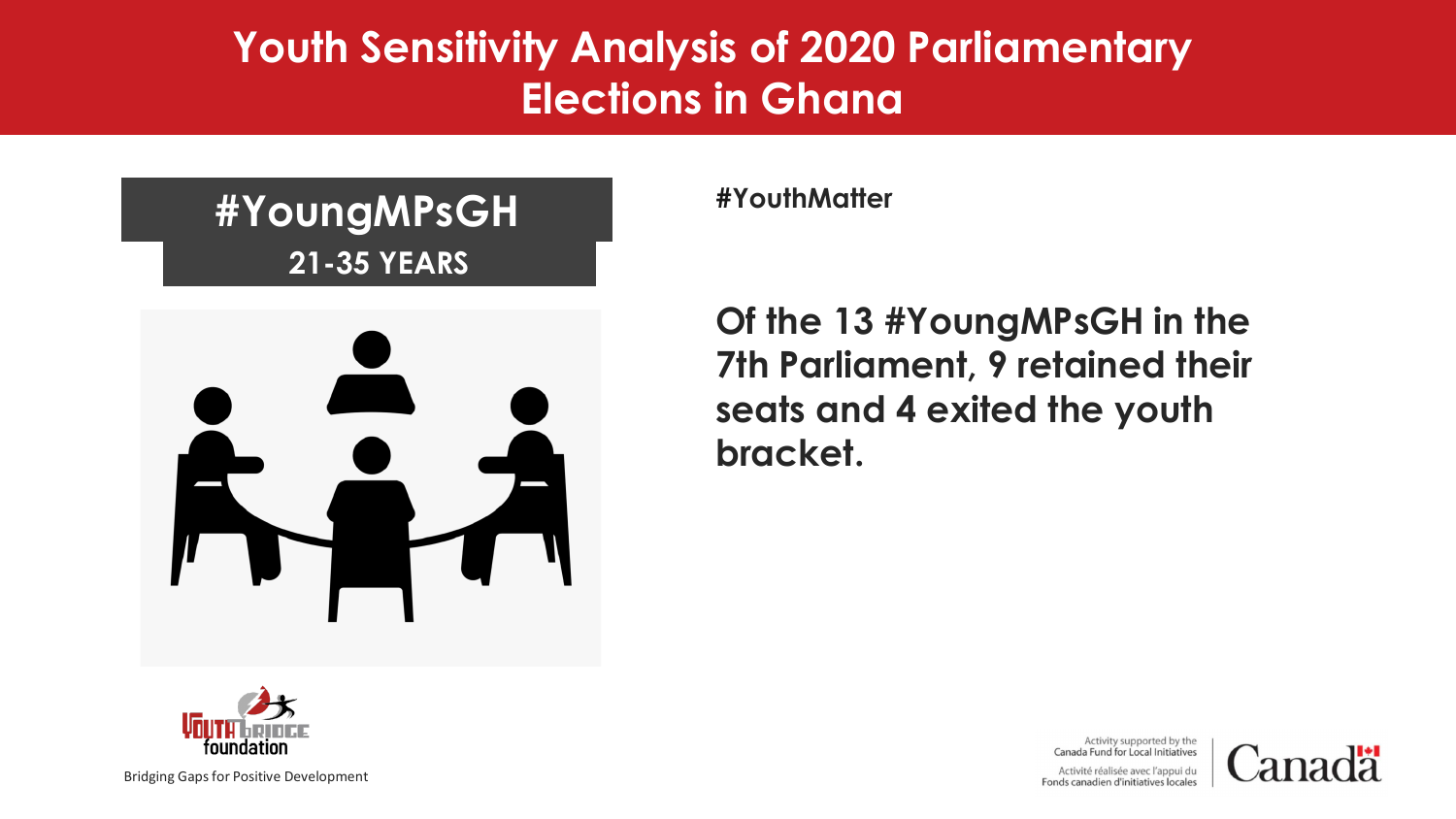# Youth Sensitivity Analysis of 2020 Parliamentary Elections in Ghana

## #YoungMPsGH

**21-35 YEARS**

**#YouthMatter**

**Of the 13 #YoungMPsGH in the 7th Parliament, 9 retained their seats and 4 exited the youth bracket.**

Bridging Gaps for Positive Development

Activity supported by the Canada Fund for Local Initiatives

Activité réalisée avec l'appui du Fonds canadien d'initiatives locales

Canada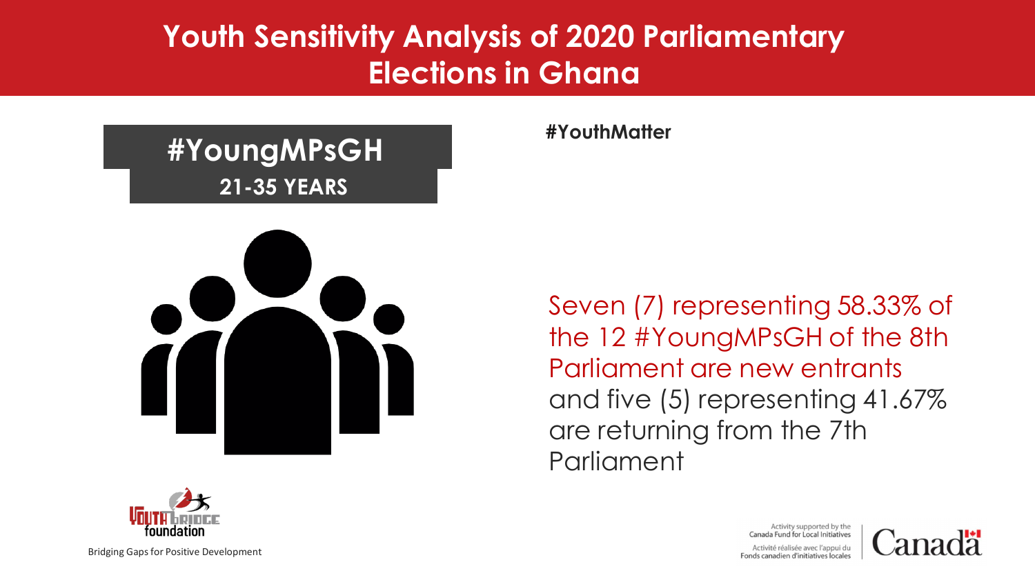# Youth Sensitivity Analysis of 2020 Parliamentary Elections in Ghana

## #YoungMPsGH

**21-35 YEARS**

**#YouthMatter**

Seven (7) representing 58.33% of the 12 #YoungMPsGH of the 8th Parliament are new entrants and five (5) representing 41.67% are returning from the 7th Parliament

Youth Bridge foundation

Bridging Gaps for Positive Development

Activity supported by the Canada Fund for Local Initiatives

Activité réalisée avec l'appui du Fonds canadien d'initiatives locales

Canada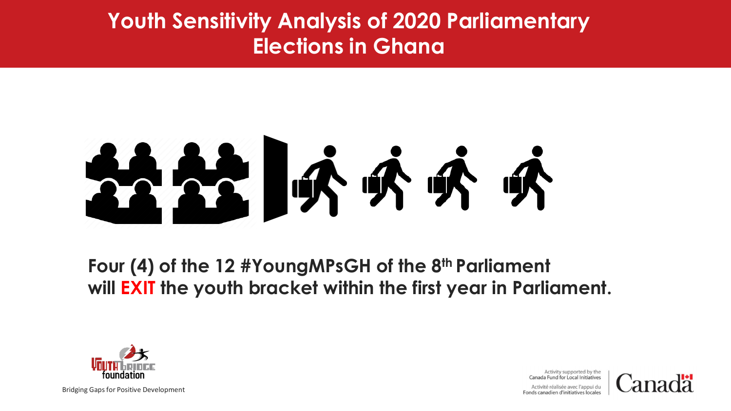# Youth Sensitivity Analysis of 2020 Parliamentary Elections in Ghana

**Four (4) of the 12 #YoungMPsGH of the 8th Parliament will EXIT the youth bracket within the first year in Parliament.**

Bridging Gaps for Positive Development

Activity supported by the Canada Fund for Local Initiatives

Activité réalisée avec l'appui du Fonds canadien d'initiatives locales

Canada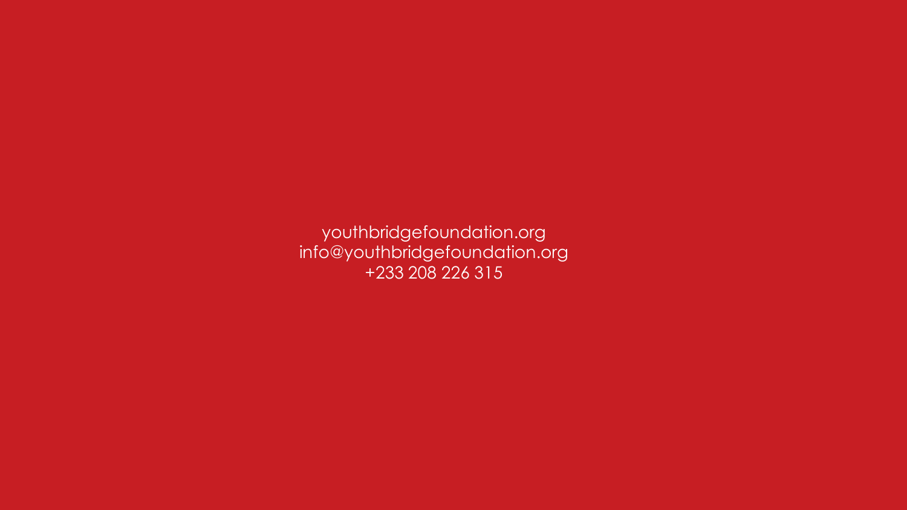youthbridgefoundation.org
info@youthbridgefoundation.org
+233 208 226 315